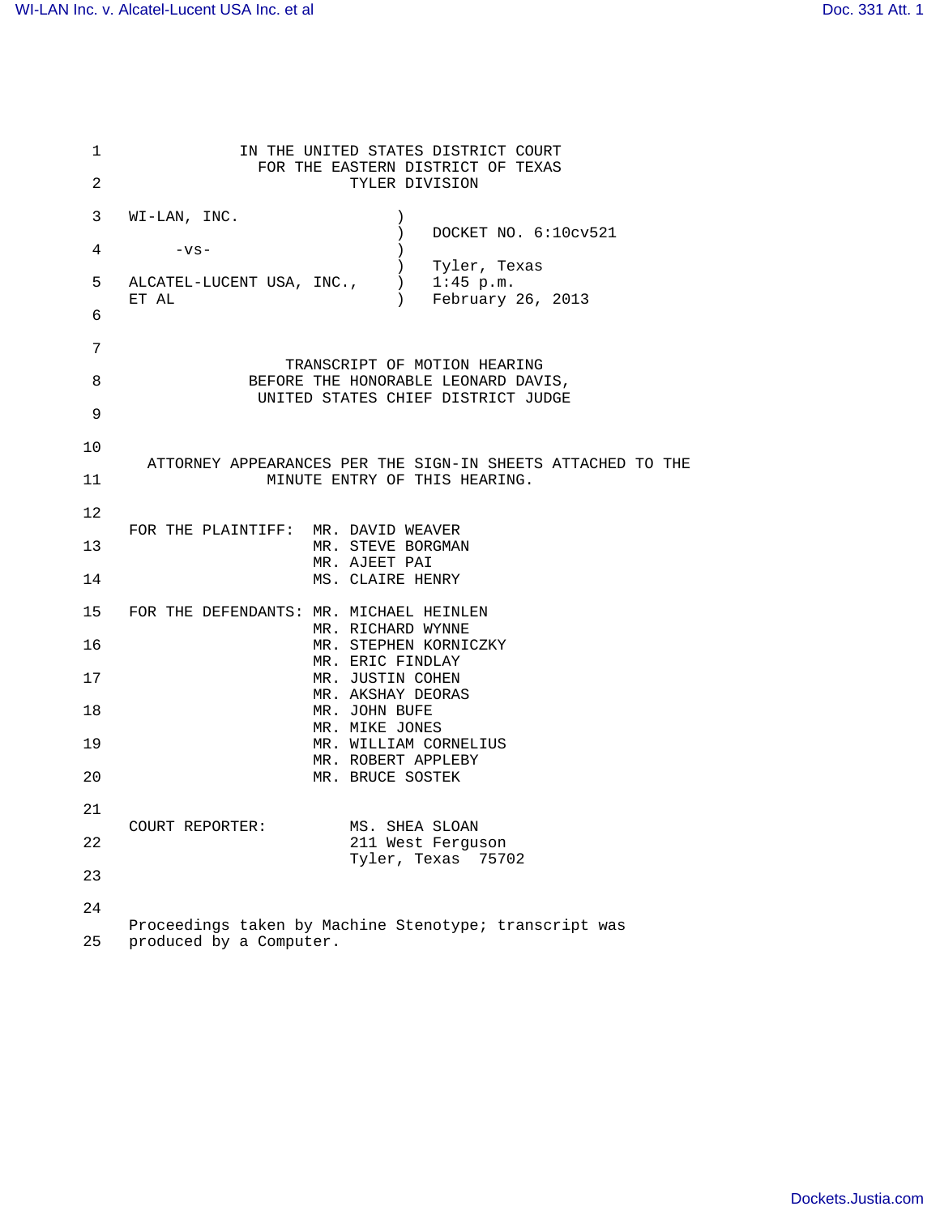IN THE UNITED STATES DISTRICT COURT
FOR THE EASTERN DISTRICT OF TEXAS
TYLER DIVISION

WI-LAN, INC. ) DOCKET NO. 6:10cv521
-vs- ) Tyler, Texas
ALCATEL-LUCENT USA, INC., ET AL ) 1:45 p.m. February 26, 2013

TRANSCRIPT OF MOTION HEARING
BEFORE THE HONORABLE LEONARD DAVIS,
UNITED STATES CHIEF DISTRICT JUDGE

ATTORNEY APPEARANCES PER THE SIGN-IN SHEETS ATTACHED TO THE MINUTE ENTRY OF THIS HEARING.

FOR THE PLAINTIFF:
MR. DAVID WEAVER
MR. STEVE BORGMAN
MR. AJEET PAI
MS. CLAIRE HENRY

FOR THE DEFENDANTS:
MR. MICHAEL HEINLEN
MR. RICHARD WYNNE
MR. STEPHEN KORNICZKY
MR. ERIC FINDLAY
MR. JUSTIN COHEN
MR. AKSHAY DEORAS
MR. JOHN BUFE
MR. MIKE JONES
MR. WILLIAM CORNELIUS
MR. ROBERT APPLEBY
MR. BRUCE SOSTEK

COURT REPORTER:
MS. SHEA SLOAN
211 West Ferguson
Tyler, Texas 75702

Proceedings taken by Machine Stenotype; transcript was produced by a Computer.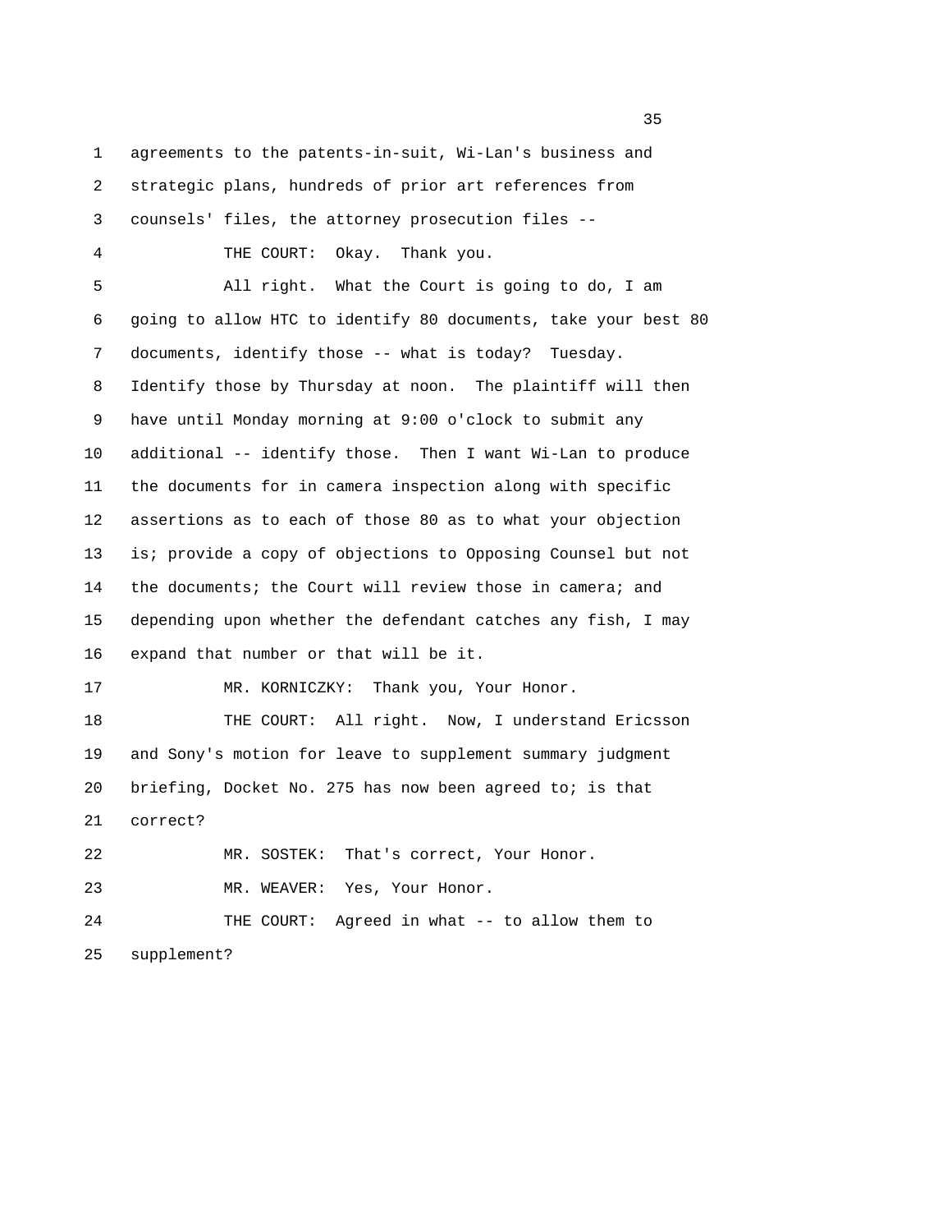agreements to the patents-in-suit, Wi-Lan's business and strategic plans, hundreds of prior art references from counsels' files, the attorney prosecution files --

THE COURT: Okay. Thank you.

All right. What the Court is going to do, I am going to allow HTC to identify 80 documents, take your best 80 documents, identify those -- what is today? Tuesday. Identify those by Thursday at noon. The plaintiff will then have until Monday morning at 9:00 o'clock to submit any additional -- identify those. Then I want Wi-Lan to produce the documents for in camera inspection along with specific assertions as to each of those 80 as to what your objection is; provide a copy of objections to Opposing Counsel but not the documents; the Court will review those in camera; and depending upon whether the defendant catches any fish, I may expand that number or that will be it.

MR. KORNICZKY: Thank you, Your Honor.

THE COURT: All right. Now, I understand Ericsson and Sony's motion for leave to supplement summary judgment briefing, Docket No. 275 has now been agreed to; is that correct?

MR. SOSTEK: That's correct, Your Honor.

MR. WEAVER: Yes, Your Honor.

THE COURT: Agreed in what -- to allow them to supplement?